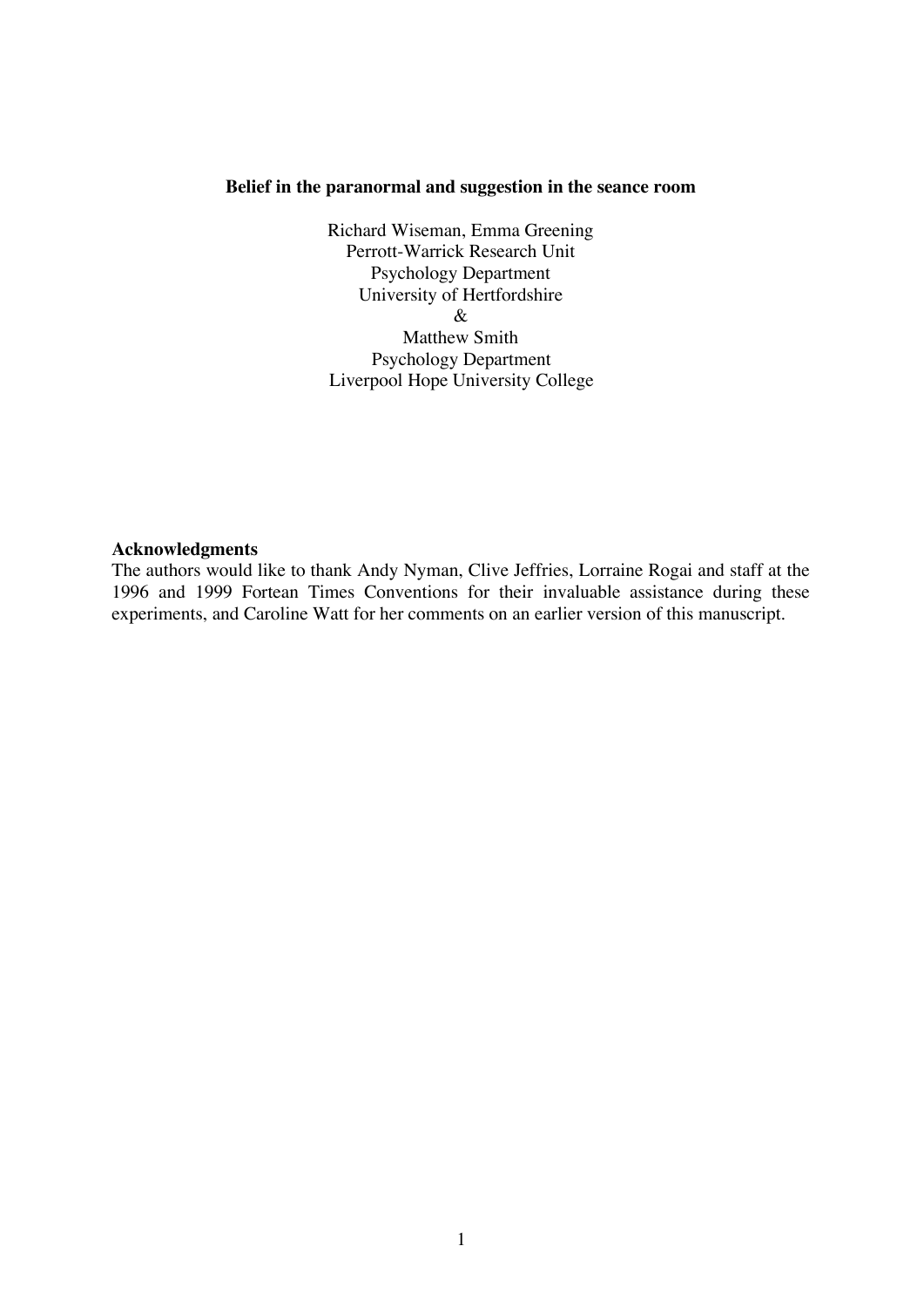# Belief in the paranormal and suggestion in the seance room

Richard Wiseman, Emma Greening
Perrott-Warrick Research Unit
Psychology Department
University of Hertfordshire
&
Matthew Smith
Psychology Department
Liverpool Hope University College

**Acknowledgments**

The authors would like to thank Andy Nyman, Clive Jeffries, Lorraine Rogai and staff at the 1996 and 1999 Fortean Times Conventions for their invaluable assistance during these experiments, and Caroline Watt for her comments on an earlier version of this manuscript.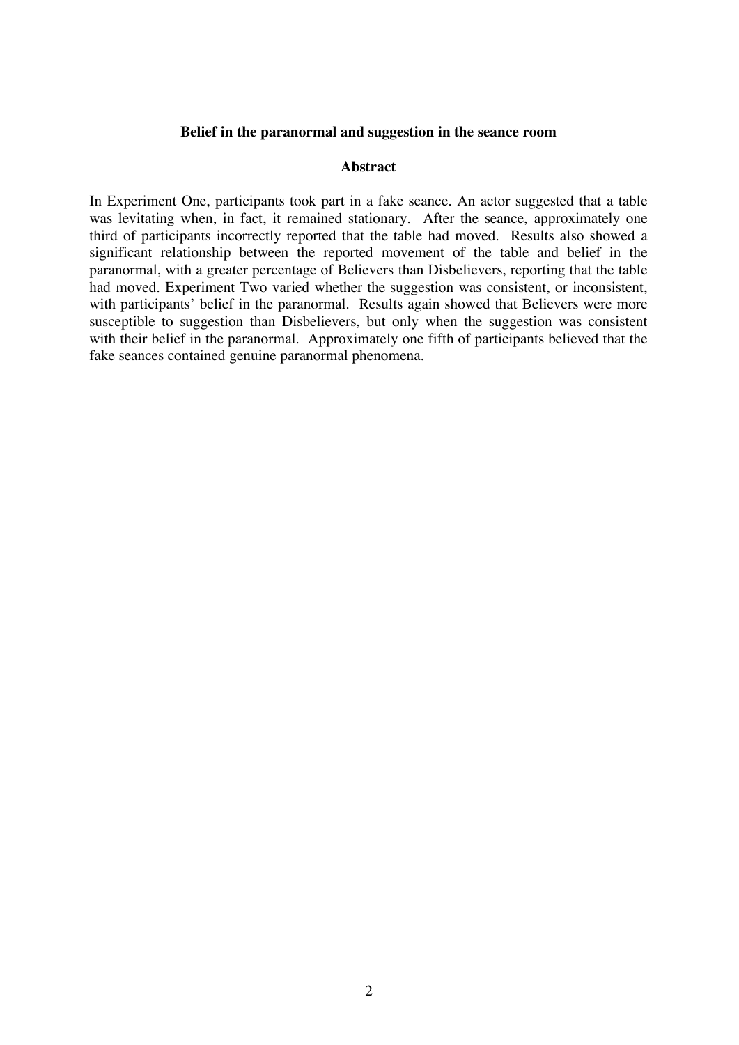**Belief in the paranormal and suggestion in the seance room**

**Abstract**

In Experiment One, participants took part in a fake seance. An actor suggested that a table was levitating when, in fact, it remained stationary. After the seance, approximately one third of participants incorrectly reported that the table had moved. Results also showed a significant relationship between the reported movement of the table and belief in the paranormal, with a greater percentage of Believers than Disbelievers, reporting that the table had moved. Experiment Two varied whether the suggestion was consistent, or inconsistent, with participants' belief in the paranormal. Results again showed that Believers were more susceptible to suggestion than Disbelievers, but only when the suggestion was consistent with their belief in the paranormal. Approximately one fifth of participants believed that the fake seances contained genuine paranormal phenomena.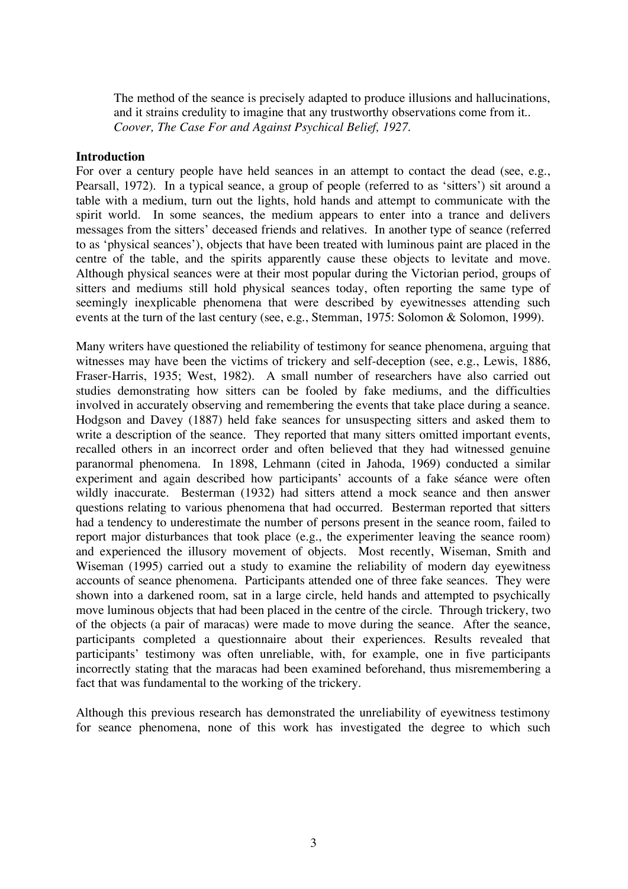The method of the seance is precisely adapted to produce illusions and hallucinations, and it strains credulity to imagine that any trustworthy observations come from it..
*Coover, The Case For and Against Psychical Belief, 1927.*

**Introduction**

For over a century people have held seances in an attempt to contact the dead (see, e.g., Pearsall, 1972). In a typical seance, a group of people (referred to as 'sitters') sit around a table with a medium, turn out the lights, hold hands and attempt to communicate with the spirit world. In some seances, the medium appears to enter into a trance and delivers messages from the sitters' deceased friends and relatives. In another type of seance (referred to as 'physical seances'), objects that have been treated with luminous paint are placed in the centre of the table, and the spirits apparently cause these objects to levitate and move. Although physical seances were at their most popular during the Victorian period, groups of sitters and mediums still hold physical seances today, often reporting the same type of seemingly inexplicable phenomena that were described by eyewitnesses attending such events at the turn of the last century (see, e.g., Stemman, 1975: Solomon & Solomon, 1999).

Many writers have questioned the reliability of testimony for seance phenomena, arguing that witnesses may have been the victims of trickery and self-deception (see, e.g., Lewis, 1886, Fraser-Harris, 1935; West, 1982). A small number of researchers have also carried out studies demonstrating how sitters can be fooled by fake mediums, and the difficulties involved in accurately observing and remembering the events that take place during a seance. Hodgson and Davey (1887) held fake seances for unsuspecting sitters and asked them to write a description of the seance. They reported that many sitters omitted important events, recalled others in an incorrect order and often believed that they had witnessed genuine paranormal phenomena. In 1898, Lehmann (cited in Jahoda, 1969) conducted a similar experiment and again described how participants' accounts of a fake séance were often wildly inaccurate. Besterman (1932) had sitters attend a mock seance and then answer questions relating to various phenomena that had occurred. Besterman reported that sitters had a tendency to underestimate the number of persons present in the seance room, failed to report major disturbances that took place (e.g., the experimenter leaving the seance room) and experienced the illusory movement of objects. Most recently, Wiseman, Smith and Wiseman (1995) carried out a study to examine the reliability of modern day eyewitness accounts of seance phenomena. Participants attended one of three fake seances. They were shown into a darkened room, sat in a large circle, held hands and attempted to psychically move luminous objects that had been placed in the centre of the circle. Through trickery, two of the objects (a pair of maracas) were made to move during the seance. After the seance, participants completed a questionnaire about their experiences. Results revealed that participants' testimony was often unreliable, with, for example, one in five participants incorrectly stating that the maracas had been examined beforehand, thus misremembering a fact that was fundamental to the working of the trickery.

Although this previous research has demonstrated the unreliability of eyewitness testimony for seance phenomena, none of this work has investigated the degree to which such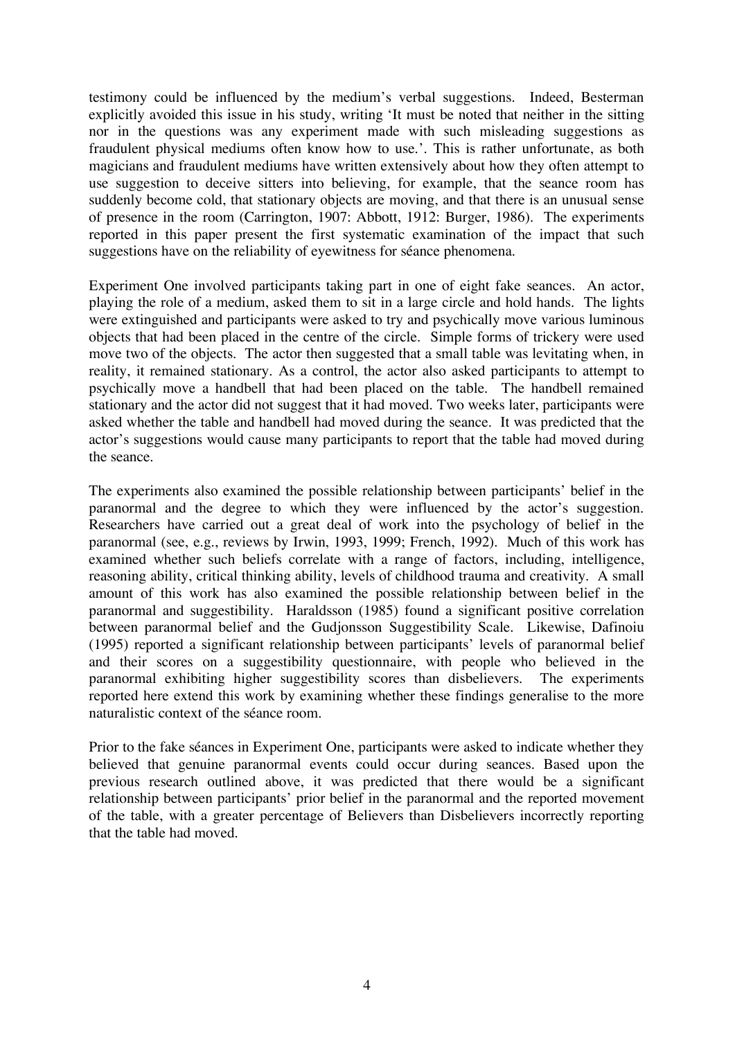testimony could be influenced by the medium's verbal suggestions. Indeed, Besterman explicitly avoided this issue in his study, writing 'It must be noted that neither in the sitting nor in the questions was any experiment made with such misleading suggestions as fraudulent physical mediums often know how to use.'. This is rather unfortunate, as both magicians and fraudulent mediums have written extensively about how they often attempt to use suggestion to deceive sitters into believing, for example, that the seance room has suddenly become cold, that stationary objects are moving, and that there is an unusual sense of presence in the room (Carrington, 1907: Abbott, 1912: Burger, 1986). The experiments reported in this paper present the first systematic examination of the impact that such suggestions have on the reliability of eyewitness for séance phenomena.

Experiment One involved participants taking part in one of eight fake seances. An actor, playing the role of a medium, asked them to sit in a large circle and hold hands. The lights were extinguished and participants were asked to try and psychically move various luminous objects that had been placed in the centre of the circle. Simple forms of trickery were used move two of the objects. The actor then suggested that a small table was levitating when, in reality, it remained stationary. As a control, the actor also asked participants to attempt to psychically move a handbell that had been placed on the table. The handbell remained stationary and the actor did not suggest that it had moved. Two weeks later, participants were asked whether the table and handbell had moved during the seance. It was predicted that the actor's suggestions would cause many participants to report that the table had moved during the seance.

The experiments also examined the possible relationship between participants' belief in the paranormal and the degree to which they were influenced by the actor's suggestion. Researchers have carried out a great deal of work into the psychology of belief in the paranormal (see, e.g., reviews by Irwin, 1993, 1999; French, 1992). Much of this work has examined whether such beliefs correlate with a range of factors, including, intelligence, reasoning ability, critical thinking ability, levels of childhood trauma and creativity. A small amount of this work has also examined the possible relationship between belief in the paranormal and suggestibility. Haraldsson (1985) found a significant positive correlation between paranormal belief and the Gudjonsson Suggestibility Scale. Likewise, Dafinoiu (1995) reported a significant relationship between participants' levels of paranormal belief and their scores on a suggestibility questionnaire, with people who believed in the paranormal exhibiting higher suggestibility scores than disbelievers. The experiments reported here extend this work by examining whether these findings generalise to the more naturalistic context of the séance room.

Prior to the fake séances in Experiment One, participants were asked to indicate whether they believed that genuine paranormal events could occur during seances. Based upon the previous research outlined above, it was predicted that there would be a significant relationship between participants' prior belief in the paranormal and the reported movement of the table, with a greater percentage of Believers than Disbelievers incorrectly reporting that the table had moved.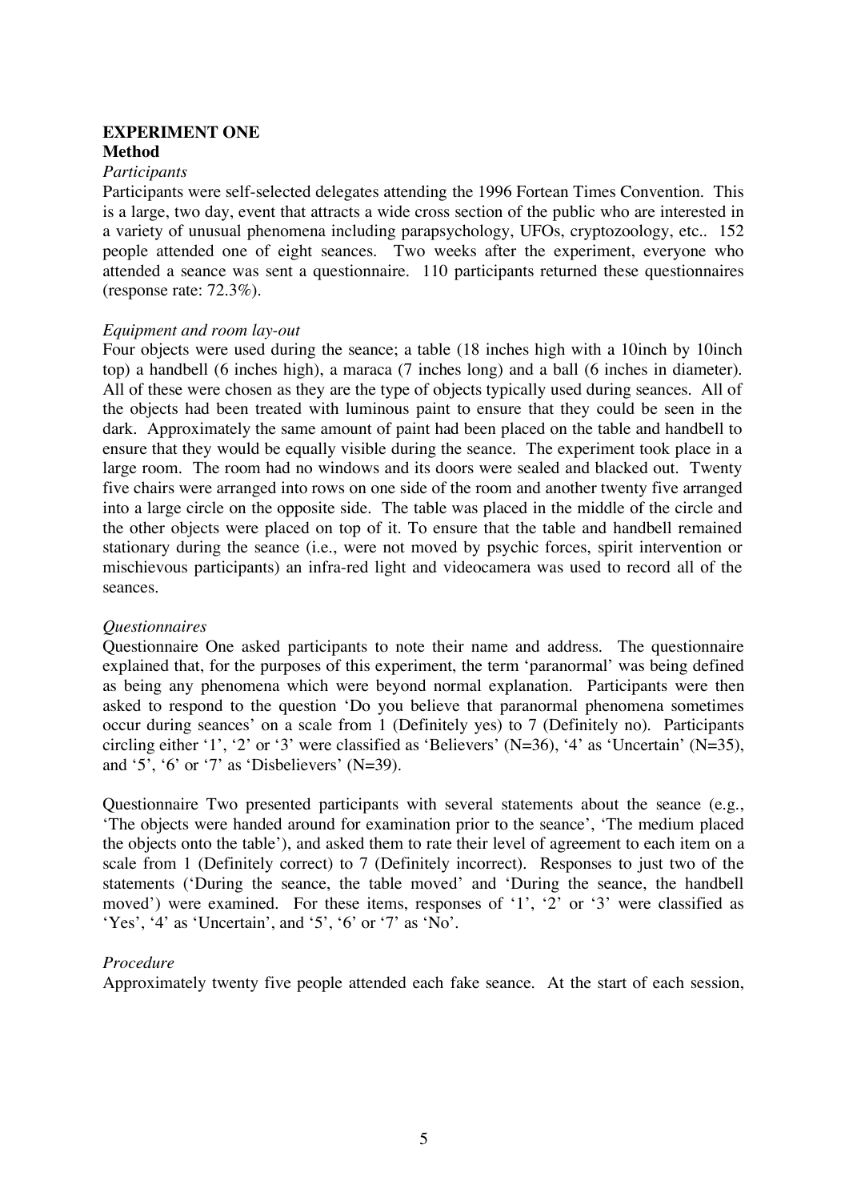## EXPERIMENT ONE

### Method

*Participants*

Participants were self-selected delegates attending the 1996 Fortean Times Convention. This is a large, two day, event that attracts a wide cross section of the public who are interested in a variety of unusual phenomena including parapsychology, UFOs, cryptozoology, etc.. 152 people attended one of eight seances. Two weeks after the experiment, everyone who attended a seance was sent a questionnaire. 110 participants returned these questionnaires (response rate: 72.3%).

*Equipment and room lay-out*

Four objects were used during the seance; a table (18 inches high with a 10inch by 10inch top) a handbell (6 inches high), a maraca (7 inches long) and a ball (6 inches in diameter). All of these were chosen as they are the type of objects typically used during seances. All of the objects had been treated with luminous paint to ensure that they could be seen in the dark. Approximately the same amount of paint had been placed on the table and handbell to ensure that they would be equally visible during the seance. The experiment took place in a large room. The room had no windows and its doors were sealed and blacked out. Twenty five chairs were arranged into rows on one side of the room and another twenty five arranged into a large circle on the opposite side. The table was placed in the middle of the circle and the other objects were placed on top of it. To ensure that the table and handbell remained stationary during the seance (i.e., were not moved by psychic forces, spirit intervention or mischievous participants) an infra-red light and videocamera was used to record all of the seances.

*Questionnaires*

Questionnaire One asked participants to note their name and address. The questionnaire explained that, for the purposes of this experiment, the term 'paranormal' was being defined as being any phenomena which were beyond normal explanation. Participants were then asked to respond to the question 'Do you believe that paranormal phenomena sometimes occur during seances' on a scale from 1 (Definitely yes) to 7 (Definitely no). Participants circling either '1', '2' or '3' were classified as 'Believers' (N=36), '4' as 'Uncertain' (N=35), and '5', '6' or '7' as 'Disbelievers' (N=39).

Questionnaire Two presented participants with several statements about the seance (e.g., 'The objects were handed around for examination prior to the seance', 'The medium placed the objects onto the table'), and asked them to rate their level of agreement to each item on a scale from 1 (Definitely correct) to 7 (Definitely incorrect). Responses to just two of the statements ('During the seance, the table moved' and 'During the seance, the handbell moved') were examined. For these items, responses of '1', '2' or '3' were classified as 'Yes', '4' as 'Uncertain', and '5', '6' or '7' as 'No'.

*Procedure*

Approximately twenty five people attended each fake seance. At the start of each session,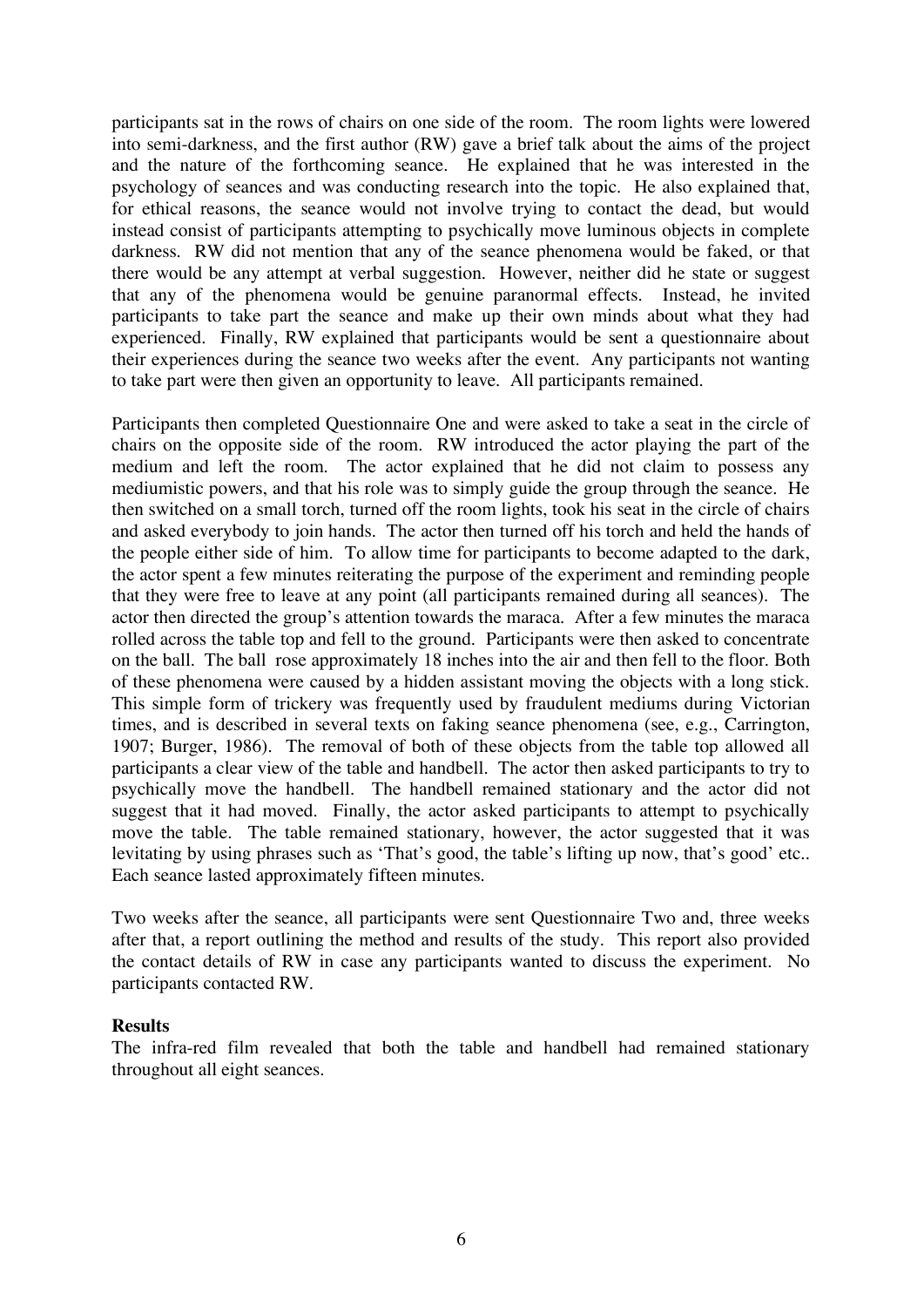participants sat in the rows of chairs on one side of the room. The room lights were lowered into semi-darkness, and the first author (RW) gave a brief talk about the aims of the project and the nature of the forthcoming seance. He explained that he was interested in the psychology of seances and was conducting research into the topic. He also explained that, for ethical reasons, the seance would not involve trying to contact the dead, but would instead consist of participants attempting to psychically move luminous objects in complete darkness. RW did not mention that any of the seance phenomena would be faked, or that there would be any attempt at verbal suggestion. However, neither did he state or suggest that any of the phenomena would be genuine paranormal effects. Instead, he invited participants to take part the seance and make up their own minds about what they had experienced. Finally, RW explained that participants would be sent a questionnaire about their experiences during the seance two weeks after the event. Any participants not wanting to take part were then given an opportunity to leave. All participants remained.

Participants then completed Questionnaire One and were asked to take a seat in the circle of chairs on the opposite side of the room. RW introduced the actor playing the part of the medium and left the room. The actor explained that he did not claim to possess any mediumistic powers, and that his role was to simply guide the group through the seance. He then switched on a small torch, turned off the room lights, took his seat in the circle of chairs and asked everybody to join hands. The actor then turned off his torch and held the hands of the people either side of him. To allow time for participants to become adapted to the dark, the actor spent a few minutes reiterating the purpose of the experiment and reminding people that they were free to leave at any point (all participants remained during all seances). The actor then directed the group's attention towards the maraca. After a few minutes the maraca rolled across the table top and fell to the ground. Participants were then asked to concentrate on the ball. The ball rose approximately 18 inches into the air and then fell to the floor. Both of these phenomena were caused by a hidden assistant moving the objects with a long stick. This simple form of trickery was frequently used by fraudulent mediums during Victorian times, and is described in several texts on faking seance phenomena (see, e.g., Carrington, 1907; Burger, 1986). The removal of both of these objects from the table top allowed all participants a clear view of the table and handbell. The actor then asked participants to try to psychically move the handbell. The handbell remained stationary and the actor did not suggest that it had moved. Finally, the actor asked participants to attempt to psychically move the table. The table remained stationary, however, the actor suggested that it was levitating by using phrases such as 'That's good, the table's lifting up now, that's good' etc.. Each seance lasted approximately fifteen minutes.

Two weeks after the seance, all participants were sent Questionnaire Two and, three weeks after that, a report outlining the method and results of the study. This report also provided the contact details of RW in case any participants wanted to discuss the experiment. No participants contacted RW.

**Results**

The infra-red film revealed that both the table and handbell had remained stationary throughout all eight seances.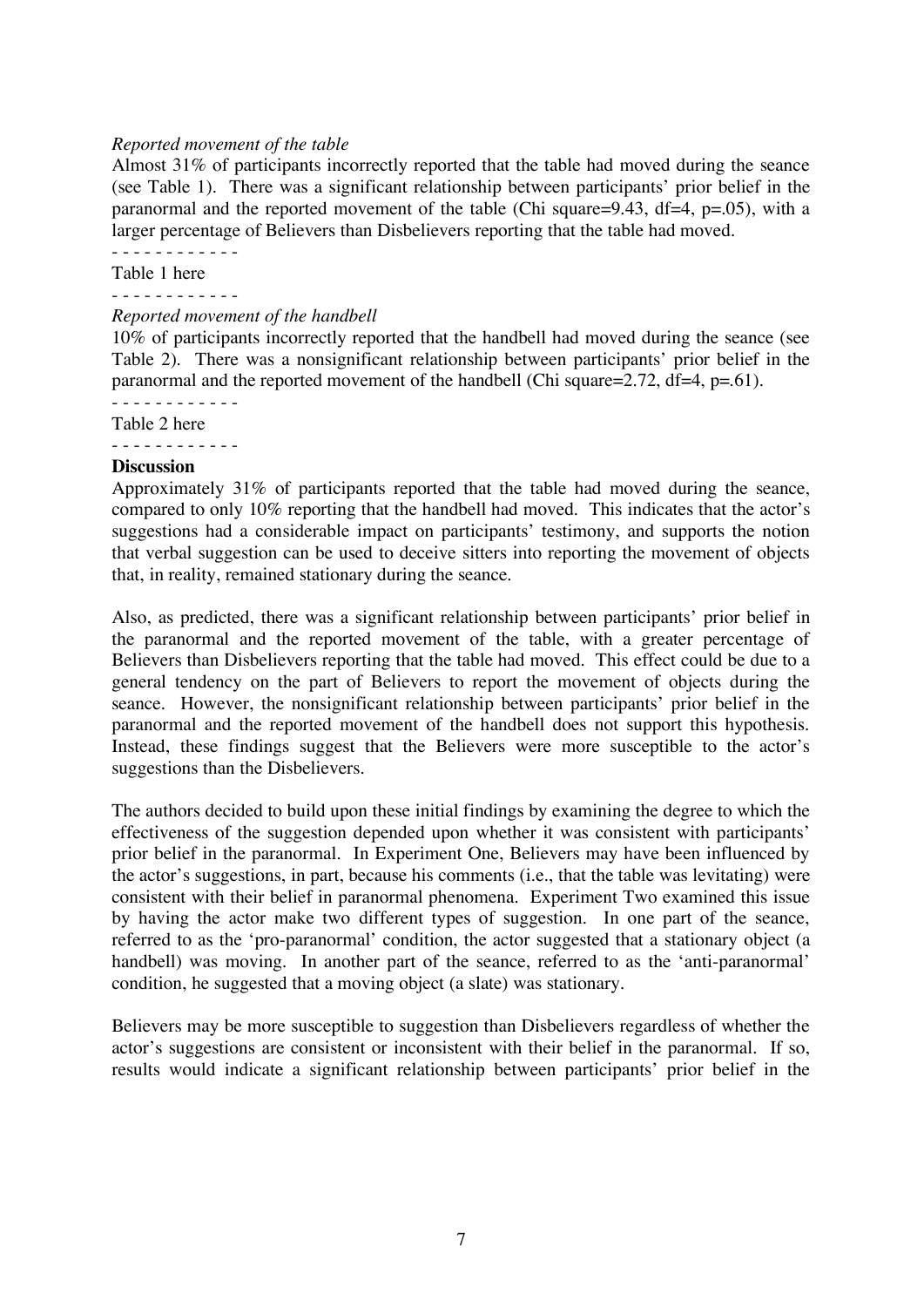*Reported movement of the table*

Almost 31% of participants incorrectly reported that the table had moved during the seance (see Table 1). There was a significant relationship between participants' prior belief in the paranormal and the reported movement of the table (Chi square=9.43, df=4, p=.05), with a larger percentage of Believers than Disbelievers reporting that the table had moved.

- - - - - - - - - - - -

Table 1 here

- - - - - - - - - - - -

*Reported movement of the handbell*

10% of participants incorrectly reported that the handbell had moved during the seance (see Table 2). There was a nonsignificant relationship between participants' prior belief in the paranormal and the reported movement of the handbell (Chi square=2.72, df=4, p=.61).

- - - - - - - - - - - -

Table 2 here

- - - - - - - - - - - -

**Discussion**

Approximately 31% of participants reported that the table had moved during the seance, compared to only 10% reporting that the handbell had moved. This indicates that the actor's suggestions had a considerable impact on participants' testimony, and supports the notion that verbal suggestion can be used to deceive sitters into reporting the movement of objects that, in reality, remained stationary during the seance.

Also, as predicted, there was a significant relationship between participants' prior belief in the paranormal and the reported movement of the table, with a greater percentage of Believers than Disbelievers reporting that the table had moved. This effect could be due to a general tendency on the part of Believers to report the movement of objects during the seance. However, the nonsignificant relationship between participants' prior belief in the paranormal and the reported movement of the handbell does not support this hypothesis. Instead, these findings suggest that the Believers were more susceptible to the actor's suggestions than the Disbelievers.

The authors decided to build upon these initial findings by examining the degree to which the effectiveness of the suggestion depended upon whether it was consistent with participants' prior belief in the paranormal. In Experiment One, Believers may have been influenced by the actor's suggestions, in part, because his comments (i.e., that the table was levitating) were consistent with their belief in paranormal phenomena. Experiment Two examined this issue by having the actor make two different types of suggestion. In one part of the seance, referred to as the 'pro-paranormal' condition, the actor suggested that a stationary object (a handbell) was moving. In another part of the seance, referred to as the 'anti-paranormal' condition, he suggested that a moving object (a slate) was stationary.

Believers may be more susceptible to suggestion than Disbelievers regardless of whether the actor's suggestions are consistent or inconsistent with their belief in the paranormal. If so, results would indicate a significant relationship between participants' prior belief in the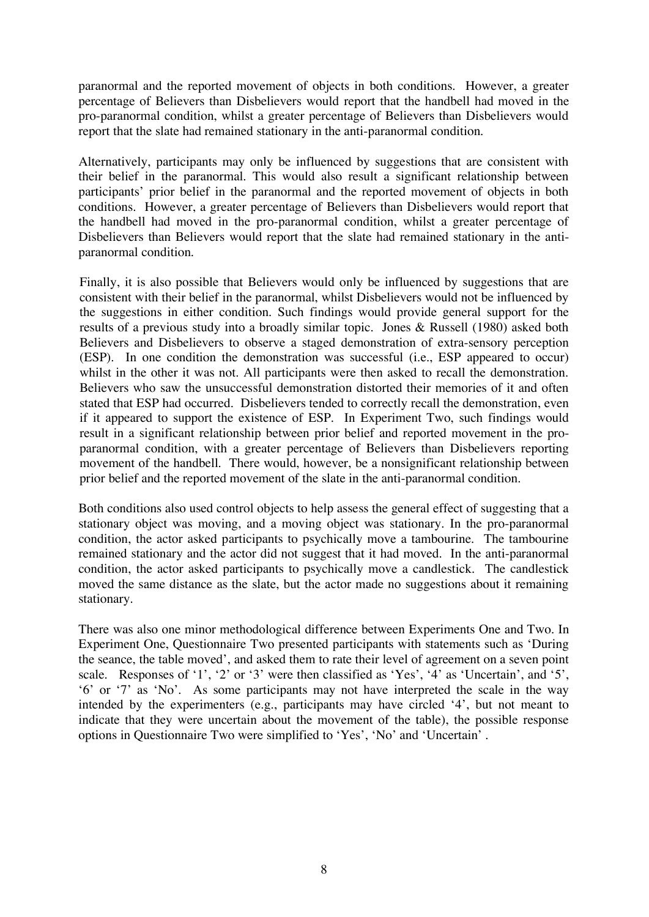paranormal and the reported movement of objects in both conditions. However, a greater percentage of Believers than Disbelievers would report that the handbell had moved in the pro-paranormal condition, whilst a greater percentage of Believers than Disbelievers would report that the slate had remained stationary in the anti-paranormal condition.

Alternatively, participants may only be influenced by suggestions that are consistent with their belief in the paranormal. This would also result a significant relationship between participants' prior belief in the paranormal and the reported movement of objects in both conditions. However, a greater percentage of Believers than Disbelievers would report that the handbell had moved in the pro-paranormal condition, whilst a greater percentage of Disbelievers than Believers would report that the slate had remained stationary in the anti-paranormal condition.

Finally, it is also possible that Believers would only be influenced by suggestions that are consistent with their belief in the paranormal, whilst Disbelievers would not be influenced by the suggestions in either condition. Such findings would provide general support for the results of a previous study into a broadly similar topic. Jones & Russell (1980) asked both Believers and Disbelievers to observe a staged demonstration of extra-sensory perception (ESP). In one condition the demonstration was successful (i.e., ESP appeared to occur) whilst in the other it was not. All participants were then asked to recall the demonstration. Believers who saw the unsuccessful demonstration distorted their memories of it and often stated that ESP had occurred. Disbelievers tended to correctly recall the demonstration, even if it appeared to support the existence of ESP. In Experiment Two, such findings would result in a significant relationship between prior belief and reported movement in the pro-paranormal condition, with a greater percentage of Believers than Disbelievers reporting movement of the handbell. There would, however, be a nonsignificant relationship between prior belief and the reported movement of the slate in the anti-paranormal condition.

Both conditions also used control objects to help assess the general effect of suggesting that a stationary object was moving, and a moving object was stationary. In the pro-paranormal condition, the actor asked participants to psychically move a tambourine. The tambourine remained stationary and the actor did not suggest that it had moved. In the anti-paranormal condition, the actor asked participants to psychically move a candlestick. The candlestick moved the same distance as the slate, but the actor made no suggestions about it remaining stationary.

There was also one minor methodological difference between Experiments One and Two. In Experiment One, Questionnaire Two presented participants with statements such as 'During the seance, the table moved', and asked them to rate their level of agreement on a seven point scale. Responses of '1', '2' or '3' were then classified as 'Yes', '4' as 'Uncertain', and '5', '6' or '7' as 'No'. As some participants may not have interpreted the scale in the way intended by the experimenters (e.g., participants may have circled '4', but not meant to indicate that they were uncertain about the movement of the table), the possible response options in Questionnaire Two were simplified to 'Yes', 'No' and 'Uncertain' .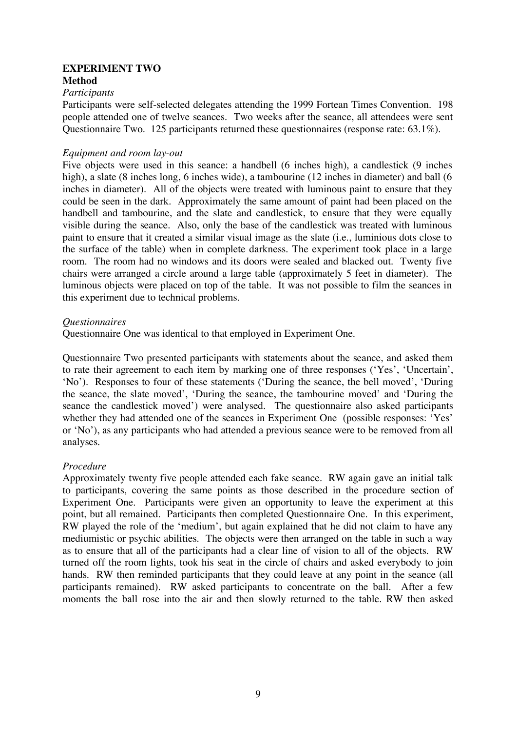**EXPERIMENT TWO**

**Method**

*Participants*

Participants were self-selected delegates attending the 1999 Fortean Times Convention. 198 people attended one of twelve seances. Two weeks after the seance, all attendees were sent Questionnaire Two. 125 participants returned these questionnaires (response rate: 63.1%).

*Equipment and room lay-out*

Five objects were used in this seance: a handbell (6 inches high), a candlestick (9 inches high), a slate (8 inches long, 6 inches wide), a tambourine (12 inches in diameter) and ball (6 inches in diameter). All of the objects were treated with luminous paint to ensure that they could be seen in the dark. Approximately the same amount of paint had been placed on the handbell and tambourine, and the slate and candlestick, to ensure that they were equally visible during the seance. Also, only the base of the candlestick was treated with luminous paint to ensure that it created a similar visual image as the slate (i.e., luminious dots close to the surface of the table) when in complete darkness. The experiment took place in a large room. The room had no windows and its doors were sealed and blacked out. Twenty five chairs were arranged a circle around a large table (approximately 5 feet in diameter). The luminous objects were placed on top of the table. It was not possible to film the seances in this experiment due to technical problems.

*Questionnaires*

Questionnaire One was identical to that employed in Experiment One.

Questionnaire Two presented participants with statements about the seance, and asked them to rate their agreement to each item by marking one of three responses ('Yes', 'Uncertain', 'No'). Responses to four of these statements ('During the seance, the bell moved', 'During the seance, the slate moved', 'During the seance, the tambourine moved' and 'During the seance the candlestick moved') were analysed. The questionnaire also asked participants whether they had attended one of the seances in Experiment One (possible responses: 'Yes' or 'No'), as any participants who had attended a previous seance were to be removed from all analyses.

*Procedure*

Approximately twenty five people attended each fake seance. RW again gave an initial talk to participants, covering the same points as those described in the procedure section of Experiment One. Participants were given an opportunity to leave the experiment at this point, but all remained. Participants then completed Questionnaire One. In this experiment, RW played the role of the 'medium', but again explained that he did not claim to have any mediumistic or psychic abilities. The objects were then arranged on the table in such a way as to ensure that all of the participants had a clear line of vision to all of the objects. RW turned off the room lights, took his seat in the circle of chairs and asked everybody to join hands. RW then reminded participants that they could leave at any point in the seance (all participants remained). RW asked participants to concentrate on the ball. After a few moments the ball rose into the air and then slowly returned to the table. RW then asked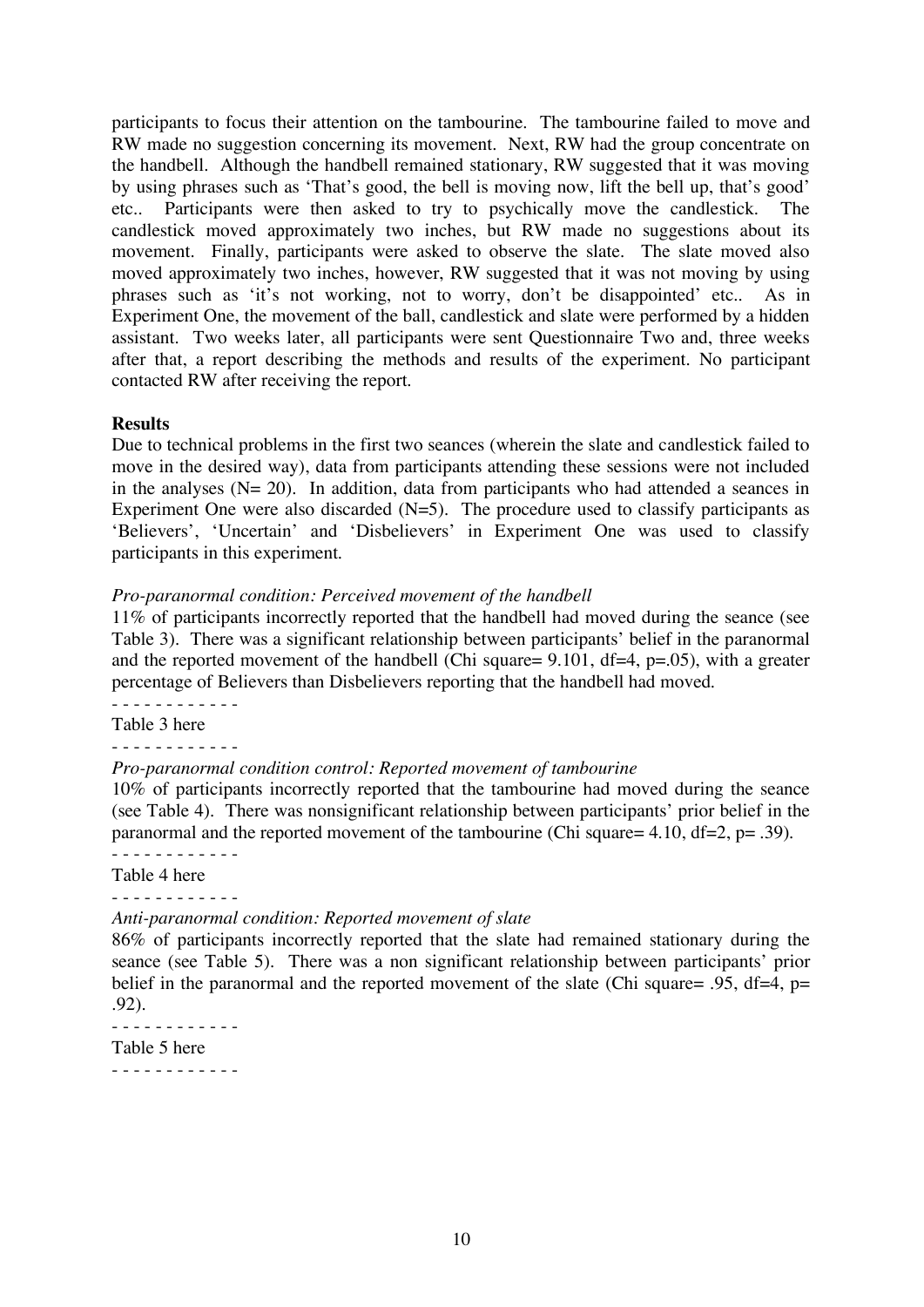participants to focus their attention on the tambourine. The tambourine failed to move and RW made no suggestion concerning its movement. Next, RW had the group concentrate on the handbell. Although the handbell remained stationary, RW suggested that it was moving by using phrases such as 'That's good, the bell is moving now, lift the bell up, that's good' etc.. Participants were then asked to try to psychically move the candlestick. The candlestick moved approximately two inches, but RW made no suggestions about its movement. Finally, participants were asked to observe the slate. The slate moved also moved approximately two inches, however, RW suggested that it was not moving by using phrases such as 'it's not working, not to worry, don't be disappointed' etc.. As in Experiment One, the movement of the ball, candlestick and slate were performed by a hidden assistant. Two weeks later, all participants were sent Questionnaire Two and, three weeks after that, a report describing the methods and results of the experiment. No participant contacted RW after receiving the report.

**Results**

Due to technical problems in the first two seances (wherein the slate and candlestick failed to move in the desired way), data from participants attending these sessions were not included in the analyses (N= 20). In addition, data from participants who had attended a seances in Experiment One were also discarded (N=5). The procedure used to classify participants as 'Believers', 'Uncertain' and 'Disbelievers' in Experiment One was used to classify participants in this experiment.

*Pro-paranormal condition: Perceived movement of the handbell*

11% of participants incorrectly reported that the handbell had moved during the seance (see Table 3). There was a significant relationship between participants' belief in the paranormal and the reported movement of the handbell (Chi square= 9.101, df=4, p=.05), with a greater percentage of Believers than Disbelievers reporting that the handbell had moved.

- - - - - - - - - - - -

Table 3 here

- - - - - - - - - - - -

*Pro-paranormal condition control: Reported movement of tambourine*

10% of participants incorrectly reported that the tambourine had moved during the seance (see Table 4). There was nonsignificant relationship between participants' prior belief in the paranormal and the reported movement of the tambourine (Chi square= 4.10, df=2, p= .39).

- - - - - - - - - - - -

Table 4 here

- - - - - - - - - - - -

*Anti-paranormal condition: Reported movement of slate*

86% of participants incorrectly reported that the slate had remained stationary during the seance (see Table 5). There was a non significant relationship between participants' prior belief in the paranormal and the reported movement of the slate (Chi square= .95, df=4, p= .92).

- - - - - - - - - - - -

Table 5 here

- - - - - - - - - - - -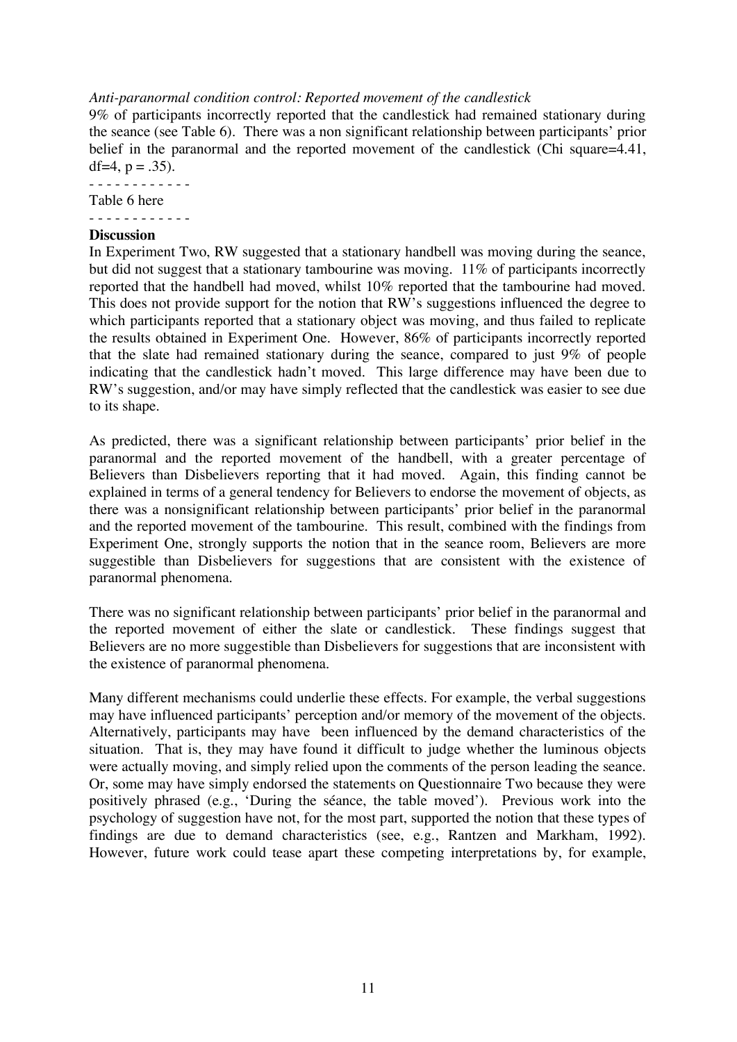*Anti-paranormal condition control: Reported movement of the candlestick*

9% of participants incorrectly reported that the candlestick had remained stationary during the seance (see Table 6). There was a non significant relationship between participants' prior belief in the paranormal and the reported movement of the candlestick (Chi square=4.41, df=4, p = .35).

- - - - - - - - - - - -

Table 6 here

- - - - - - - - - - - -

**Discussion**

In Experiment Two, RW suggested that a stationary handbell was moving during the seance, but did not suggest that a stationary tambourine was moving. 11% of participants incorrectly reported that the handbell had moved, whilst 10% reported that the tambourine had moved. This does not provide support for the notion that RW's suggestions influenced the degree to which participants reported that a stationary object was moving, and thus failed to replicate the results obtained in Experiment One. However, 86% of participants incorrectly reported that the slate had remained stationary during the seance, compared to just 9% of people indicating that the candlestick hadn't moved. This large difference may have been due to RW's suggestion, and/or may have simply reflected that the candlestick was easier to see due to its shape.

As predicted, there was a significant relationship between participants' prior belief in the paranormal and the reported movement of the handbell, with a greater percentage of Believers than Disbelievers reporting that it had moved. Again, this finding cannot be explained in terms of a general tendency for Believers to endorse the movement of objects, as there was a nonsignificant relationship between participants' prior belief in the paranormal and the reported movement of the tambourine. This result, combined with the findings from Experiment One, strongly supports the notion that in the seance room, Believers are more suggestible than Disbelievers for suggestions that are consistent with the existence of paranormal phenomena.

There was no significant relationship between participants' prior belief in the paranormal and the reported movement of either the slate or candlestick. These findings suggest that Believers are no more suggestible than Disbelievers for suggestions that are inconsistent with the existence of paranormal phenomena.

Many different mechanisms could underlie these effects. For example, the verbal suggestions may have influenced participants' perception and/or memory of the movement of the objects. Alternatively, participants may have been influenced by the demand characteristics of the situation. That is, they may have found it difficult to judge whether the luminous objects were actually moving, and simply relied upon the comments of the person leading the seance. Or, some may have simply endorsed the statements on Questionnaire Two because they were positively phrased (e.g., 'During the séance, the table moved'). Previous work into the psychology of suggestion have not, for the most part, supported the notion that these types of findings are due to demand characteristics (see, e.g., Rantzen and Markham, 1992). However, future work could tease apart these competing interpretations by, for example,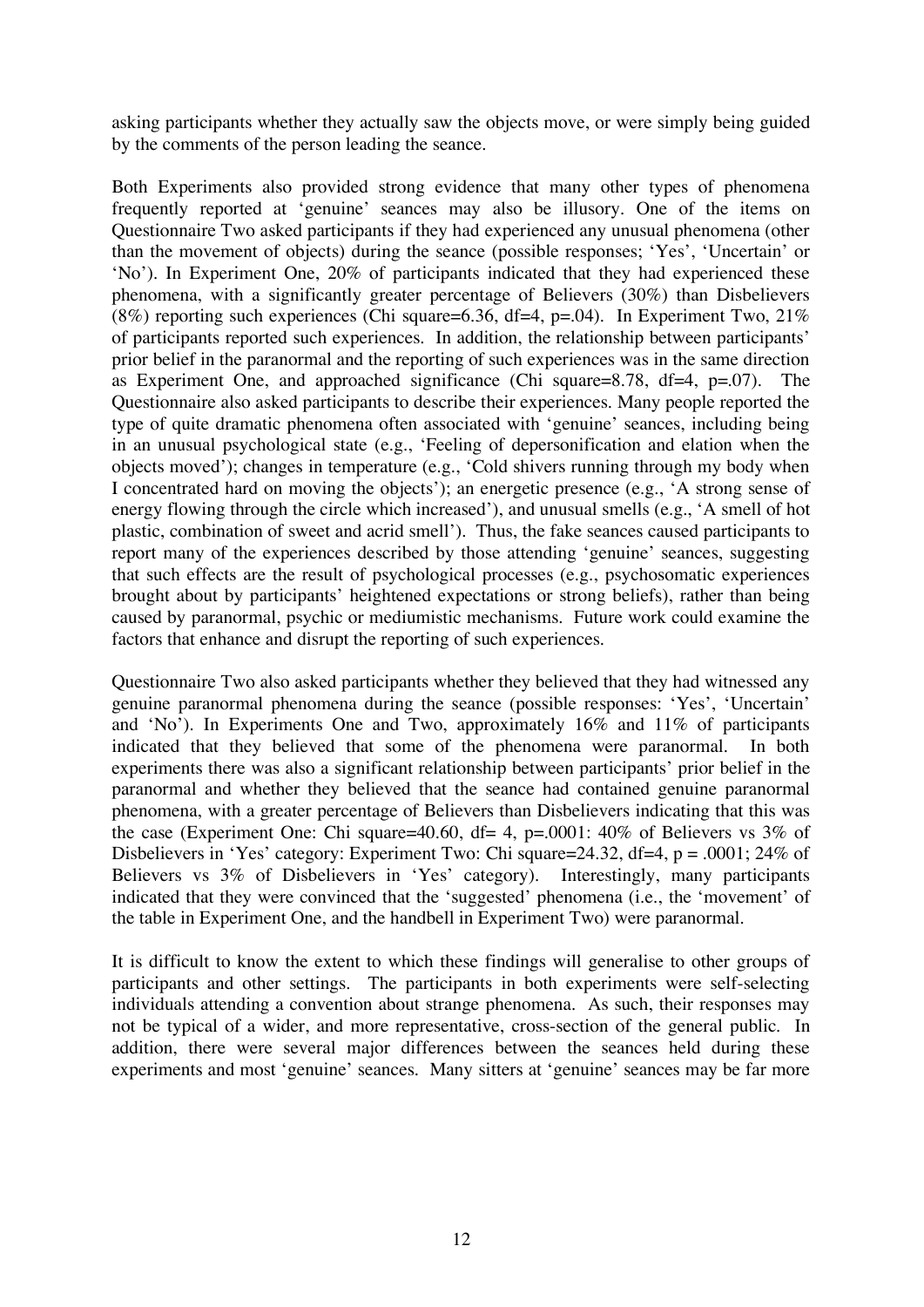asking participants whether they actually saw the objects move, or were simply being guided by the comments of the person leading the seance.

Both Experiments also provided strong evidence that many other types of phenomena frequently reported at 'genuine' seances may also be illusory. One of the items on Questionnaire Two asked participants if they had experienced any unusual phenomena (other than the movement of objects) during the seance (possible responses; 'Yes', 'Uncertain' or 'No'). In Experiment One, 20% of participants indicated that they had experienced these phenomena, with a significantly greater percentage of Believers (30%) than Disbelievers (8%) reporting such experiences (Chi square=6.36, df=4, p=.04). In Experiment Two, 21% of participants reported such experiences. In addition, the relationship between participants' prior belief in the paranormal and the reporting of such experiences was in the same direction as Experiment One, and approached significance (Chi square=8.78, df=4, p=.07). The Questionnaire also asked participants to describe their experiences. Many people reported the type of quite dramatic phenomena often associated with 'genuine' seances, including being in an unusual psychological state (e.g., 'Feeling of depersonification and elation when the objects moved'); changes in temperature (e.g., 'Cold shivers running through my body when I concentrated hard on moving the objects'); an energetic presence (e.g., 'A strong sense of energy flowing through the circle which increased'), and unusual smells (e.g., 'A smell of hot plastic, combination of sweet and acrid smell'). Thus, the fake seances caused participants to report many of the experiences described by those attending 'genuine' seances, suggesting that such effects are the result of psychological processes (e.g., psychosomatic experiences brought about by participants' heightened expectations or strong beliefs), rather than being caused by paranormal, psychic or mediumistic mechanisms. Future work could examine the factors that enhance and disrupt the reporting of such experiences.

Questionnaire Two also asked participants whether they believed that they had witnessed any genuine paranormal phenomena during the seance (possible responses: 'Yes', 'Uncertain' and 'No'). In Experiments One and Two, approximately 16% and 11% of participants indicated that they believed that some of the phenomena were paranormal. In both experiments there was also a significant relationship between participants' prior belief in the paranormal and whether they believed that the seance had contained genuine paranormal phenomena, with a greater percentage of Believers than Disbelievers indicating that this was the case (Experiment One: Chi square=40.60, df= 4, p=.0001: 40% of Believers vs 3% of Disbelievers in 'Yes' category: Experiment Two: Chi square=24.32, df=4, p = .0001; 24% of Believers vs 3% of Disbelievers in 'Yes' category). Interestingly, many participants indicated that they were convinced that the 'suggested' phenomena (i.e., the 'movement' of the table in Experiment One, and the handbell in Experiment Two) were paranormal.

It is difficult to know the extent to which these findings will generalise to other groups of participants and other settings. The participants in both experiments were self-selecting individuals attending a convention about strange phenomena. As such, their responses may not be typical of a wider, and more representative, cross-section of the general public. In addition, there were several major differences between the seances held during these experiments and most 'genuine' seances. Many sitters at 'genuine' seances may be far more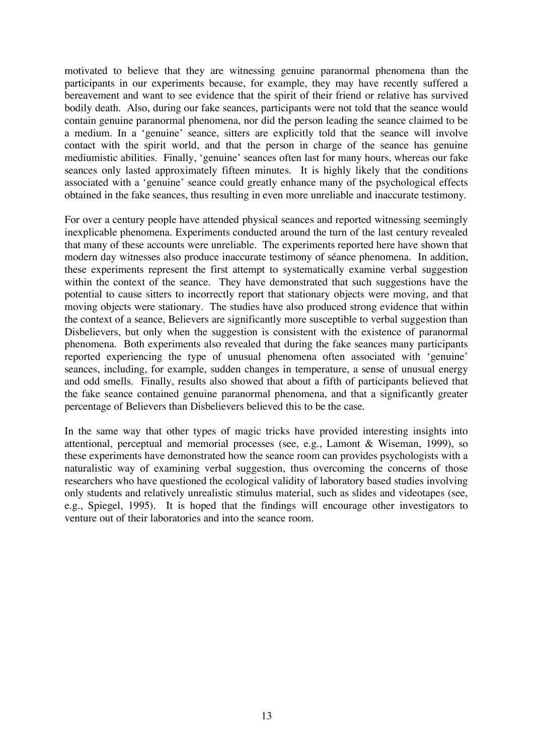motivated to believe that they are witnessing genuine paranormal phenomena than the participants in our experiments because, for example, they may have recently suffered a bereavement and want to see evidence that the spirit of their friend or relative has survived bodily death. Also, during our fake seances, participants were not told that the seance would contain genuine paranormal phenomena, nor did the person leading the seance claimed to be a medium. In a 'genuine' seance, sitters are explicitly told that the seance will involve contact with the spirit world, and that the person in charge of the seance has genuine mediumistic abilities. Finally, 'genuine' seances often last for many hours, whereas our fake seances only lasted approximately fifteen minutes. It is highly likely that the conditions associated with a 'genuine' seance could greatly enhance many of the psychological effects obtained in the fake seances, thus resulting in even more unreliable and inaccurate testimony.

For over a century people have attended physical seances and reported witnessing seemingly inexplicable phenomena. Experiments conducted around the turn of the last century revealed that many of these accounts were unreliable. The experiments reported here have shown that modern day witnesses also produce inaccurate testimony of séance phenomena. In addition, these experiments represent the first attempt to systematically examine verbal suggestion within the context of the seance. They have demonstrated that such suggestions have the potential to cause sitters to incorrectly report that stationary objects were moving, and that moving objects were stationary. The studies have also produced strong evidence that within the context of a seance, Believers are significantly more susceptible to verbal suggestion than Disbelievers, but only when the suggestion is consistent with the existence of paranormal phenomena. Both experiments also revealed that during the fake seances many participants reported experiencing the type of unusual phenomena often associated with 'genuine' seances, including, for example, sudden changes in temperature, a sense of unusual energy and odd smells. Finally, results also showed that about a fifth of participants believed that the fake seance contained genuine paranormal phenomena, and that a significantly greater percentage of Believers than Disbelievers believed this to be the case.

In the same way that other types of magic tricks have provided interesting insights into attentional, perceptual and memorial processes (see, e.g., Lamont & Wiseman, 1999), so these experiments have demonstrated how the seance room can provides psychologists with a naturalistic way of examining verbal suggestion, thus overcoming the concerns of those researchers who have questioned the ecological validity of laboratory based studies involving only students and relatively unrealistic stimulus material, such as slides and videotapes (see, e.g., Spiegel, 1995). It is hoped that the findings will encourage other investigators to venture out of their laboratories and into the seance room.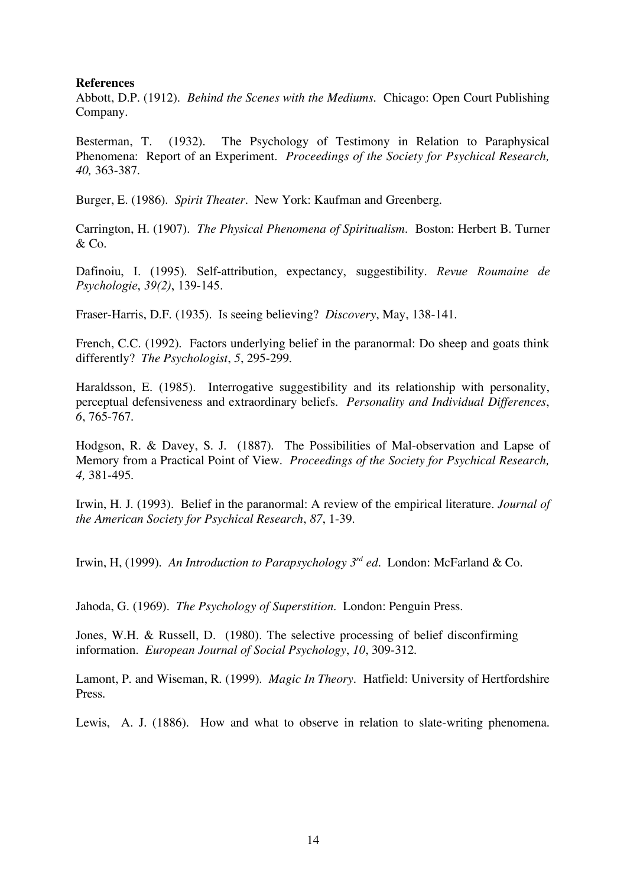**References**

Abbott, D.P. (1912). *Behind the Scenes with the Mediums*. Chicago: Open Court Publishing Company.

Besterman, T. (1932). The Psychology of Testimony in Relation to Paraphysical Phenomena: Report of an Experiment. *Proceedings of the Society for Psychical Research, 40,* 363-387.

Burger, E. (1986). *Spirit Theater*. New York: Kaufman and Greenberg.

Carrington, H. (1907). *The Physical Phenomena of Spiritualism*. Boston: Herbert B. Turner & Co.

Dafinoiu, I. (1995). Self-attribution, expectancy, suggestibility. *Revue Roumaine de Psychologie*, *39(2)*, 139-145.

Fraser-Harris, D.F. (1935). Is seeing believing? *Discovery*, May, 138-141.

French, C.C. (1992). Factors underlying belief in the paranormal: Do sheep and goats think differently? *The Psychologist*, *5*, 295-299.

Haraldsson, E. (1985). Interrogative suggestibility and its relationship with personality, perceptual defensiveness and extraordinary beliefs. *Personality and Individual Differences*, *6*, 765-767.

Hodgson, R. & Davey, S. J. (1887). The Possibilities of Mal-observation and Lapse of Memory from a Practical Point of View. *Proceedings of the Society for Psychical Research, 4,* 381-495.

Irwin, H. J. (1993). Belief in the paranormal: A review of the empirical literature. *Journal of the American Society for Psychical Research*, *87*, 1-39.

Irwin, H, (1999). *An Introduction to Parapsychology 3rd ed*. London: McFarland & Co.

Jahoda, G. (1969). *The Psychology of Superstition.* London: Penguin Press.

Jones, W.H. & Russell, D. (1980). The selective processing of belief disconfirming information. *European Journal of Social Psychology*, *10*, 309-312.

Lamont, P. and Wiseman, R. (1999). *Magic In Theory*. Hatfield: University of Hertfordshire Press.

Lewis, A. J. (1886). How and what to observe in relation to slate-writing phenomena.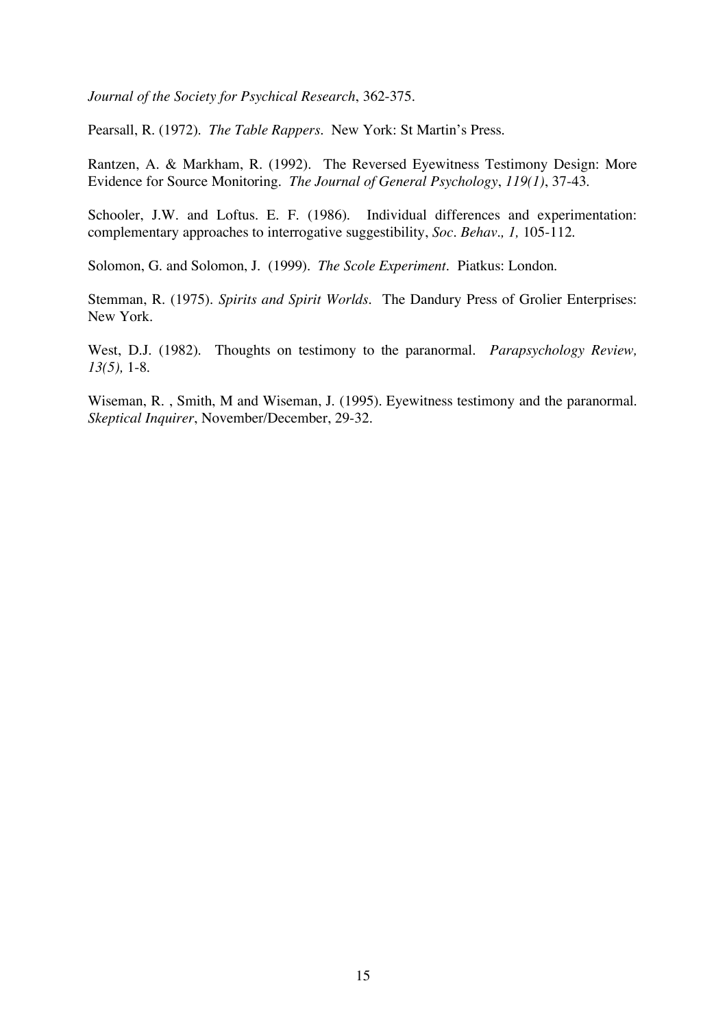*Journal of the Society for Psychical Research*, 362-375.

Pearsall, R. (1972). *The Table Rappers.* New York: St Martin's Press.

Rantzen, A. & Markham, R. (1992). The Reversed Eyewitness Testimony Design: More Evidence for Source Monitoring. *The Journal of General Psychology*, *119(1)*, 37-43.

Schooler, J.W. and Loftus. E. F. (1986). Individual differences and experimentation: complementary approaches to interrogative suggestibility, *Soc. Behav., 1,* 105-112.

Solomon, G. and Solomon, J. (1999). *The Scole Experiment*. Piatkus: London.

Stemman, R. (1975). *Spirits and Spirit Worlds.* The Dandury Press of Grolier Enterprises: New York.

West, D.J. (1982). Thoughts on testimony to the paranormal. *Parapsychology Review, 13(5),* 1-8.

Wiseman, R. , Smith, M and Wiseman, J. (1995). Eyewitness testimony and the paranormal. *Skeptical Inquirer*, November/December, 29-32.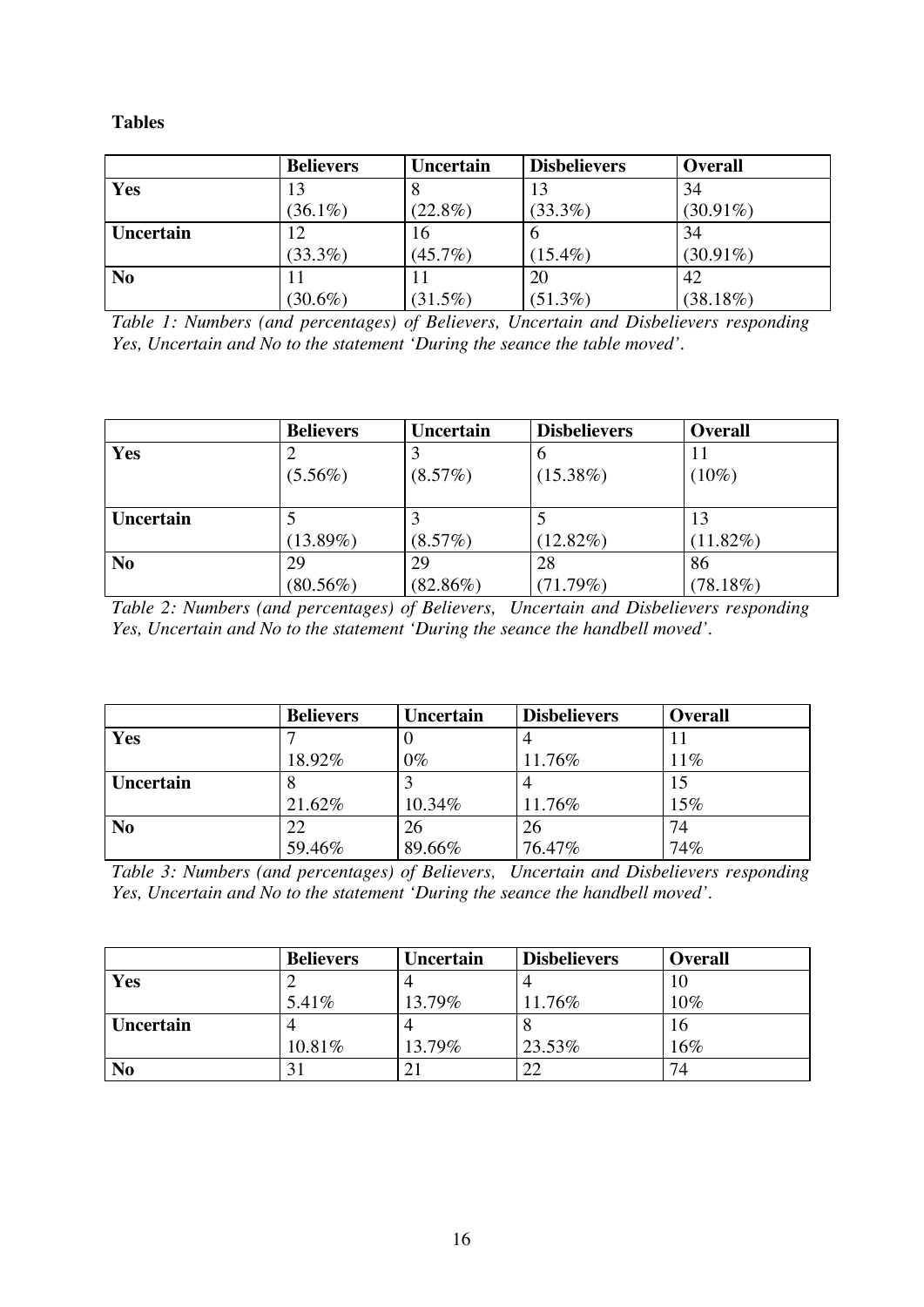**Tables**

| | **Believers** | **Uncertain** | **Disbelievers** | **Overall** |
|---|---|---|---|---|
| **Yes** | 13 (36.1%) | 8 (22.8%) | 13 (33.3%) | 34 (30.91%) |
| **Uncertain** | 12 (33.3%) | 16 (45.7%) | 6 (15.4%) | 34 (30.91%) |
| **No** | 11 (30.6%) | 11 (31.5%) | 20 (51.3%) | 42 (38.18%) |

*Table 1: Numbers (and percentages) of Believers, Uncertain and Disbelievers responding Yes, Uncertain and No to the statement 'During the seance the table moved'.*

| | **Believers** | **Uncertain** | **Disbelievers** | **Overall** |
|---|---|---|---|---|
| **Yes** | 2 (5.56%) | 3 (8.57%) | 6 (15.38%) | 11 (10%) |
| **Uncertain** | 5 (13.89%) | 3 (8.57%) | 5 (12.82%) | 13 (11.82%) |
| **No** | 29 (80.56%) | 29 (82.86%) | 28 (71.79%) | 86 (78.18%) |

*Table 2: Numbers (and percentages) of Believers, Uncertain and Disbelievers responding Yes, Uncertain and No to the statement 'During the seance the handbell moved'.*

| | **Believers** | **Uncertain** | **Disbelievers** | **Overall** |
|---|---|---|---|---|
| **Yes** | 7 18.92% | 0 0% | 4 11.76% | 11 11% |
| **Uncertain** | 8 21.62% | 3 10.34% | 4 11.76% | 15 15% |
| **No** | 22 59.46% | 26 89.66% | 26 76.47% | 74 74% |

*Table 3: Numbers (and percentages) of Believers, Uncertain and Disbelievers responding Yes, Uncertain and No to the statement 'During the seance the handbell moved'.*

| | **Believers** | **Uncertain** | **Disbelievers** | **Overall** |
|---|---|---|---|---|
| **Yes** | 2 5.41% | 4 13.79% | 4 11.76% | 10 10% |
| **Uncertain** | 4 10.81% | 4 13.79% | 8 23.53% | 16 16% |
| **No** | 31 | 21 | 22 | 74 |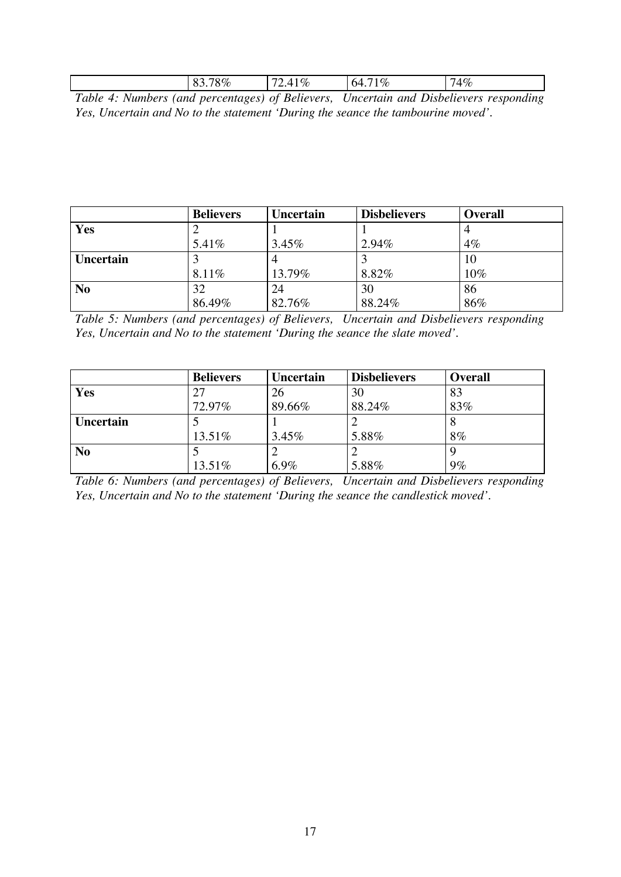| | | | | |
|---|---|---|---|---|
| | 83.78% | 72.41% | 64.71% | 74% |

*Table 4: Numbers (and percentages) of Believers, Uncertain and Disbelievers responding Yes, Uncertain and No to the statement 'During the seance the tambourine moved'.*

| | **Believers** | **Uncertain** | **Disbelievers** | **Overall** |
|---|---|---|---|---|
| **Yes** | 2<br>5.41% | 1<br>3.45% | 1<br>2.94% | 4<br>4% |
| **Uncertain** | 3<br>8.11% | 4<br>13.79% | 3<br>8.82% | 10<br>10% |
| **No** | 32<br>86.49% | 24<br>82.76% | 30<br>88.24% | 86<br>86% |

*Table 5: Numbers (and percentages) of Believers, Uncertain and Disbelievers responding Yes, Uncertain and No to the statement 'During the seance the slate moved'.*

| | **Believers** | **Uncertain** | **Disbelievers** | **Overall** |
|---|---|---|---|---|
| **Yes** | 27<br>72.97% | 26<br>89.66% | 30<br>88.24% | 83<br>83% |
| **Uncertain** | 5<br>13.51% | 1<br>3.45% | 2<br>5.88% | 8<br>8% |
| **No** | 5<br>13.51% | 2<br>6.9% | 2<br>5.88% | 9<br>9% |

*Table 6: Numbers (and percentages) of Believers, Uncertain and Disbelievers responding Yes, Uncertain and No to the statement 'During the seance the candlestick moved'.*